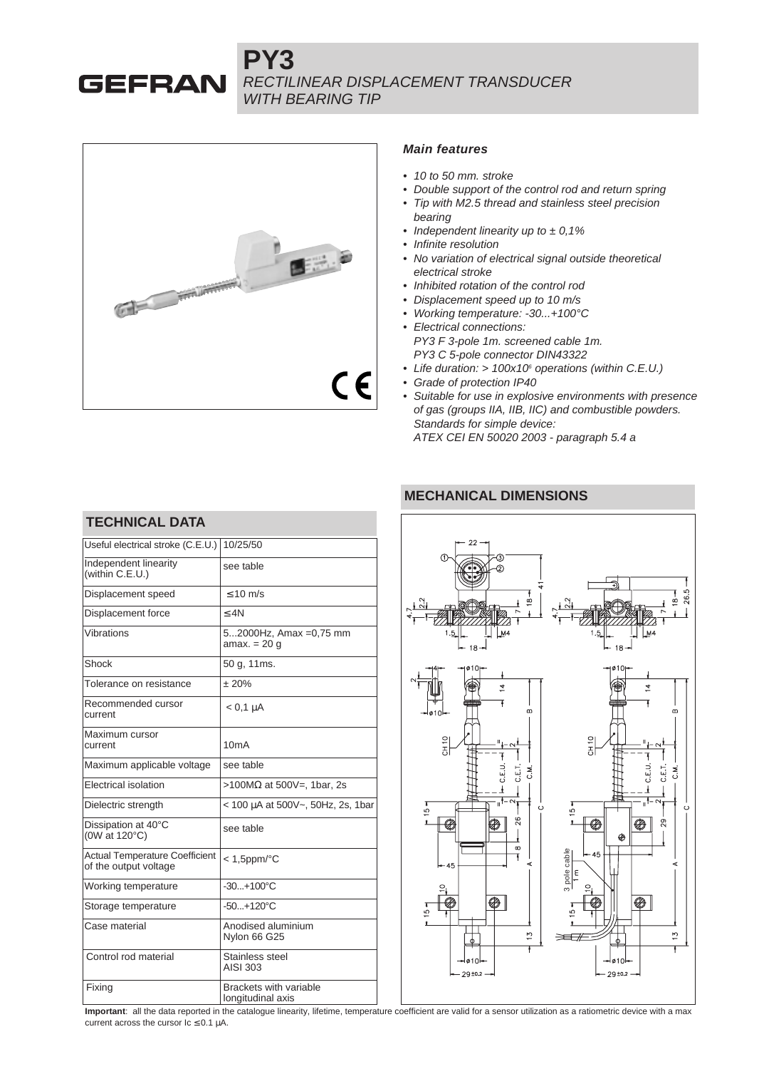# PY3

*RECTILINEAR DISPLACEMENT TRANSDUCER WITH BEARING TIP*

### *Main features*

- *10 to 50 mm. stroke*
- *Double support of the control rod and return spring*
- *Tip with M2.5 thread and stainless steel precision bearing*
- *Independent linearity up to ± 0,1%*
- *Infinite resolution*
- *No variation of electrical signal outside theoretical electrical stroke*
- *Inhibited rotation of the control rod*
- *Displacement speed up to 10 m/s*
- *Working temperature: -30...+100°C*
- *Electrical connections:*
  *PY3 F 3-pole 1m. screened cable 1m.*
  *PY3 C 5-pole connector DIN43322*
- *Life duration: > $100x10^6$ operations (within C.E.U.)*
- *Grade of protection IP40*
- *Suitable for use in explosive environments with presence of gas (groups IIA, IIB, IIC) and combustible powders. Standards for simple device:*
  *ATEX CEI EN 50020 2003 - paragraph 5.4 a*

## TECHNICAL DATA

| | |
|---|---|
| Useful electrical stroke (C.E.U.) | 10/25/50 |
| Independent linearity (within C.E.U.) | see table |
| Displacement speed | ≤10 m/s |
| Displacement force | ≤4N |
| Vibrations | 5...2000Hz, Amax =0,75 mm amax. = 20 g |
| Shock | 50 g, 11ms. |
| Tolerance on resistance | ± 20% |
| Recommended cursor current | < 0,1 μA |
| Maximum cursor current | 10mA |
| Maximum applicable voltage | see table |
| Electrical isolation | >100MΩ at 500V=, 1bar, 2s |
| Dielectric strength | < 100 μA at 500V~, 50Hz, 2s, 1bar |
| Dissipation at 40°C (0W at 120°C) | see table |
| Actual Temperature Coefficient of the output voltage | < 1,5ppm/°C |
| Working temperature | -30...+100°C |
| Storage temperature | -50...+120°C |
| Case material | Anodised aluminium Nylon 66 G25 |
| Control rod material | Stainless steel AISI 303 |
| Fixing | Brackets with variable longitudinal axis |

## MECHANICAL DIMENSIONS

**Important**: all the data reported in the catalogue linearity, lifetime, temperature coefficient are valid for a sensor utilization as a ratiometric device with a max current across the cursor Ic ≤0.1 μA.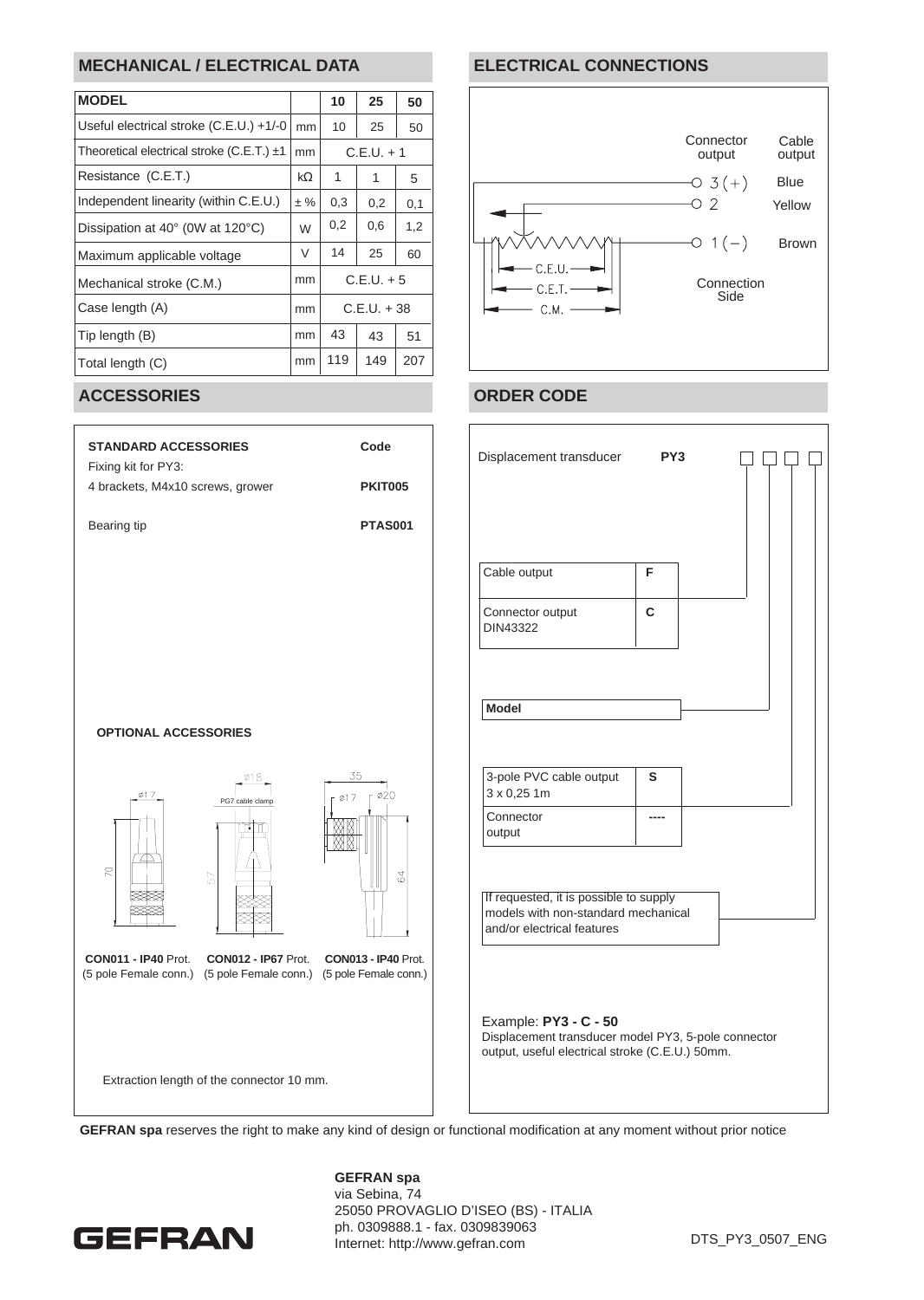## MECHANICAL / ELECTRICAL DATA

| MODEL | | 10 | 25 | 50 |
|---|---|---|---|---|
| Useful electrical stroke (C.E.U.) +1/-0 | mm | 10 | 25 | 50 |
| Theoretical electrical stroke (C.E.T.) ±1 | mm | C.E.U. + 1 | | |
| Resistance (C.E.T.) | kΩ | 1 | 1 | 5 |
| Independent linearity (within C.E.U.) | ± % | 0,3 | 0,2 | 0,1 |
| Dissipation at 40° (0W at 120°C) | W | 0,2 | 0,6 | 1,2 |
| Maximum applicable voltage | V | 14 | 25 | 60 |
| Mechanical stroke (C.M.) | mm | C.E.U. + 5 | | |
| Case length (A) | mm | C.E.U. + 38 | | |
| Tip length (B) | mm | 43 | 43 | 51 |
| Total length (C) | mm | 119 | 149 | 207 |

## ELECTRICAL CONNECTIONS

| Connector output | Cable output |
|---|---|
| 3 (+) | Blue |
| 2 | Yellow |
| 1 (−) | Brown |

C.E.U.
C.E.T.
C.M.
Connection Side

## ACCESSORIES

| STANDARD ACCESSORIES | Code |
|---|---|
| Fixing kit for PY3: 4 brackets, M4x10 screws, grower | PKIT005 |
| Bearing tip | PTAS001 |

**OPTIONAL ACCESSORIES**

ø17, 70
ø18, PG7 cable clamp, 57
35, ø17, ø20, 64

**CON011 - IP40** Prot. (5 pole Female conn.)

**CON012 - IP67** Prot. (5 pole Female conn.)

**CON013 - IP40** Prot. (5 pole Female conn.)

Extraction length of the connector 10 mm.

## ORDER CODE

Displacement transducer **PY3** ☐ ☐ ☐ ☐

| | |
|---|---|
| Cable output | F |
| Connector output DIN43322 | C |

**Model**

| | |
|---|---|
| 3-pole PVC cable output 3 x 0,25 1m | S |
| Connector output | ---- |

If requested, it is possible to supply models with non-standard mechanical and/or electrical features

Example: **PY3 - C - 50**
Displacement transducer model PY3, 5-pole connector output, useful electrical stroke (C.E.U.) 50mm.

**GEFRAN spa** reserves the right to make any kind of design or functional modification at any moment without prior notice

GEFRAN

**GEFRAN spa**
via Sebina, 74
25050 PROVAGLIO D'ISEO (BS) - ITALIA
ph. 0309888.1 - fax. 0309839063
Internet: http://www.gefran.com

DTS_PY3_0507_ENG